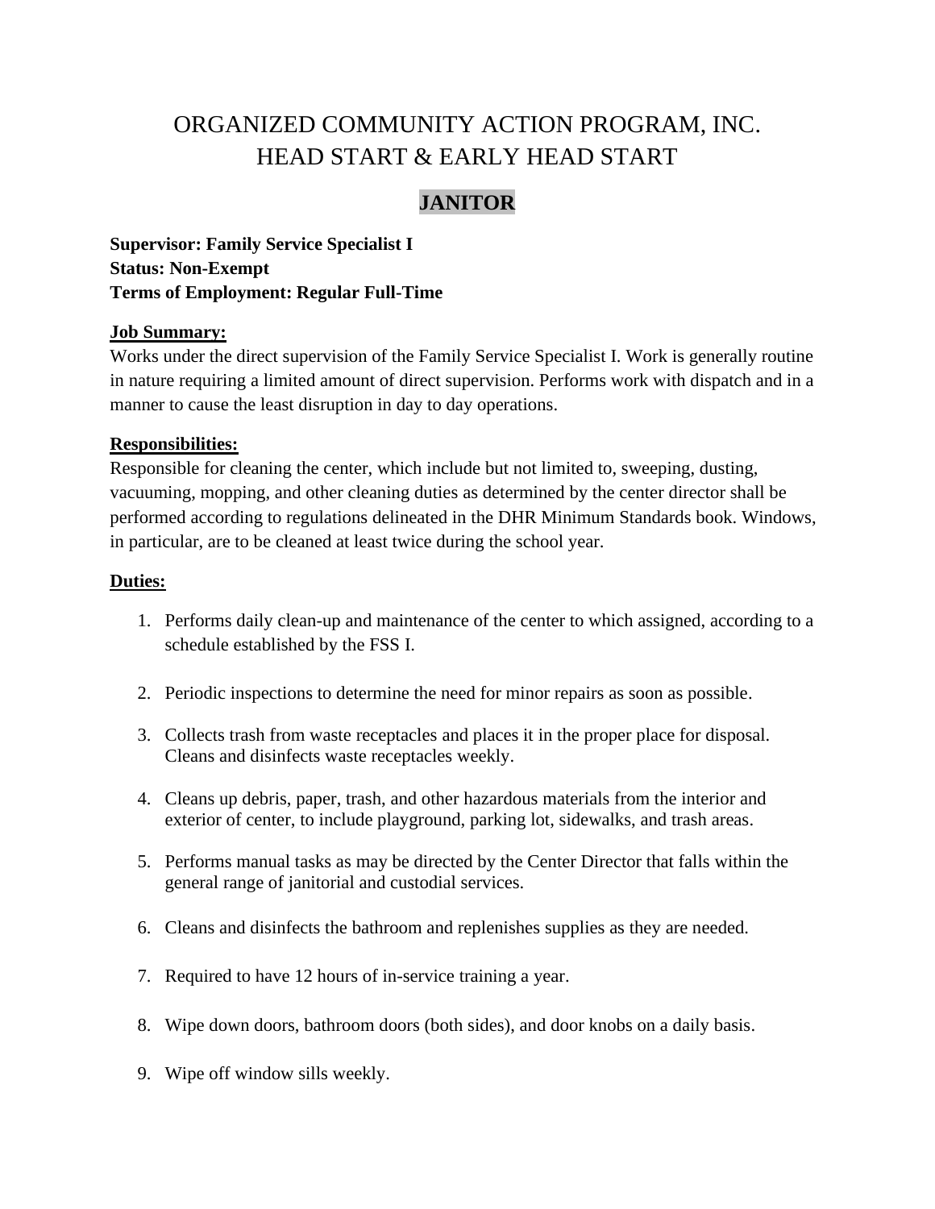# ORGANIZED COMMUNITY ACTION PROGRAM, INC.
# HEAD START & EARLY HEAD START

## JANITOR

**Supervisor: Family Service Specialist I**
**Status: Non-Exempt**
**Terms of Employment: Regular Full-Time**

**Job Summary:**
Works under the direct supervision of the Family Service Specialist I. Work is generally routine in nature requiring a limited amount of direct supervision. Performs work with dispatch and in a manner to cause the least disruption in day to day operations.

**Responsibilities:**
Responsible for cleaning the center, which include but not limited to, sweeping, dusting, vacuuming, mopping, and other cleaning duties as determined by the center director shall be performed according to regulations delineated in the DHR Minimum Standards book. Windows, in particular, are to be cleaned at least twice during the school year.

**Duties:**

1. Performs daily clean-up and maintenance of the center to which assigned, according to a schedule established by the FSS I.

2. Periodic inspections to determine the need for minor repairs as soon as possible.

3. Collects trash from waste receptacles and places it in the proper place for disposal. Cleans and disinfects waste receptacles weekly.

4. Cleans up debris, paper, trash, and other hazardous materials from the interior and exterior of center, to include playground, parking lot, sidewalks, and trash areas.

5. Performs manual tasks as may be directed by the Center Director that falls within the general range of janitorial and custodial services.

6. Cleans and disinfects the bathroom and replenishes supplies as they are needed.

7. Required to have 12 hours of in-service training a year.

8. Wipe down doors, bathroom doors (both sides), and door knobs on a daily basis.

9. Wipe off window sills weekly.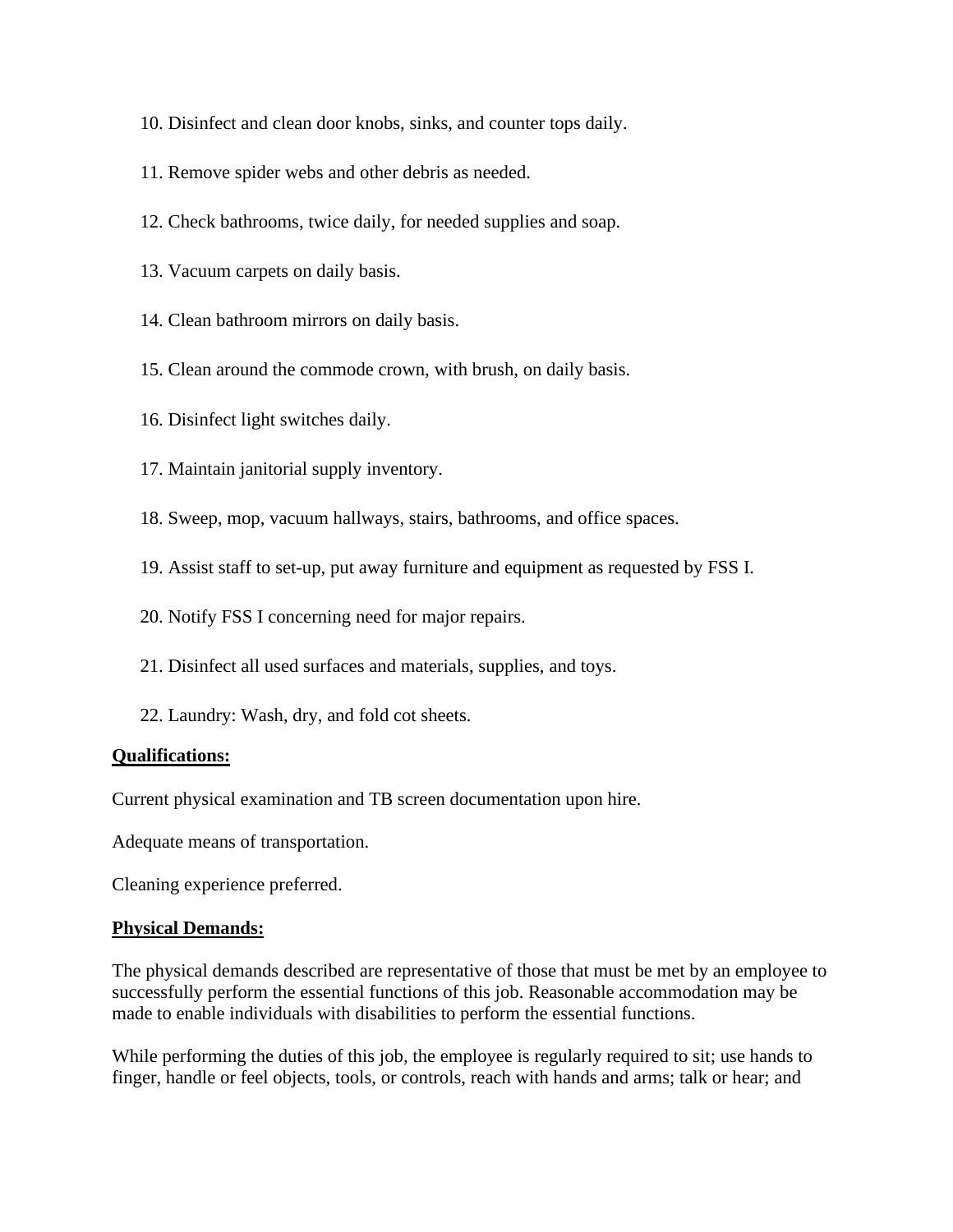10. Disinfect and clean door knobs, sinks, and counter tops daily.

11. Remove spider webs and other debris as needed.

12. Check bathrooms, twice daily, for needed supplies and soap.

13. Vacuum carpets on daily basis.

14. Clean bathroom mirrors on daily basis.

15. Clean around the commode crown, with brush, on daily basis.

16. Disinfect light switches daily.

17. Maintain janitorial supply inventory.

18. Sweep, mop, vacuum hallways, stairs, bathrooms, and office spaces.

19. Assist staff to set-up, put away furniture and equipment as requested by FSS I.

20. Notify FSS I concerning need for major repairs.

21. Disinfect all used surfaces and materials, supplies, and toys.

22. Laundry: Wash, dry, and fold cot sheets.

**Qualifications:**

Current physical examination and TB screen documentation upon hire.

Adequate means of transportation.

Cleaning experience preferred.

**Physical Demands:**

The physical demands described are representative of those that must be met by an employee to successfully perform the essential functions of this job. Reasonable accommodation may be made to enable individuals with disabilities to perform the essential functions.

While performing the duties of this job, the employee is regularly required to sit; use hands to finger, handle or feel objects, tools, or controls, reach with hands and arms; talk or hear; and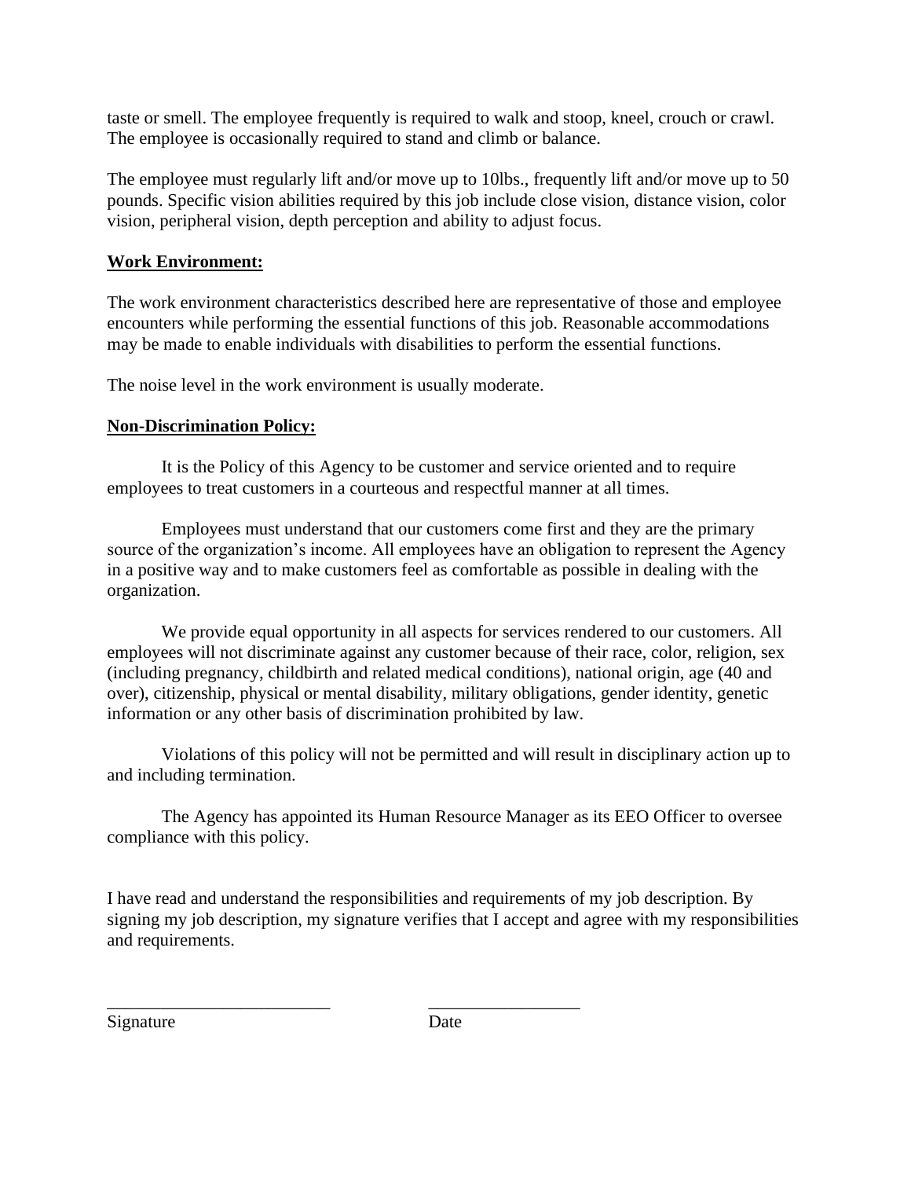taste or smell. The employee frequently is required to walk and stoop, kneel, crouch or crawl. The employee is occasionally required to stand and climb or balance.

The employee must regularly lift and/or move up to 10lbs., frequently lift and/or move up to 50 pounds. Specific vision abilities required by this job include close vision, distance vision, color vision, peripheral vision, depth perception and ability to adjust focus.

**Work Environment:**

The work environment characteristics described here are representative of those and employee encounters while performing the essential functions of this job. Reasonable accommodations may be made to enable individuals with disabilities to perform the essential functions.

The noise level in the work environment is usually moderate.

**Non-Discrimination Policy:**

It is the Policy of this Agency to be customer and service oriented and to require employees to treat customers in a courteous and respectful manner at all times.

Employees must understand that our customers come first and they are the primary source of the organization's income. All employees have an obligation to represent the Agency in a positive way and to make customers feel as comfortable as possible in dealing with the organization.

We provide equal opportunity in all aspects for services rendered to our customers. All employees will not discriminate against any customer because of their race, color, religion, sex (including pregnancy, childbirth and related medical conditions), national origin, age (40 and over), citizenship, physical or mental disability, military obligations, gender identity, genetic information or any other basis of discrimination prohibited by law.

Violations of this policy will not be permitted and will result in disciplinary action up to and including termination.

The Agency has appointed its Human Resource Manager as its EEO Officer to oversee compliance with this policy.

I have read and understand the responsibilities and requirements of my job description. By signing my job description, my signature verifies that I accept and agree with my responsibilities and requirements.

\_\_\_\_\_\_\_\_\_\_\_\_\_\_\_\_\_\_\_\_\_\_\_\_\_\_ \_\_\_\_\_\_\_\_\_\_\_\_\_\_\_\_\_\_

Signature Date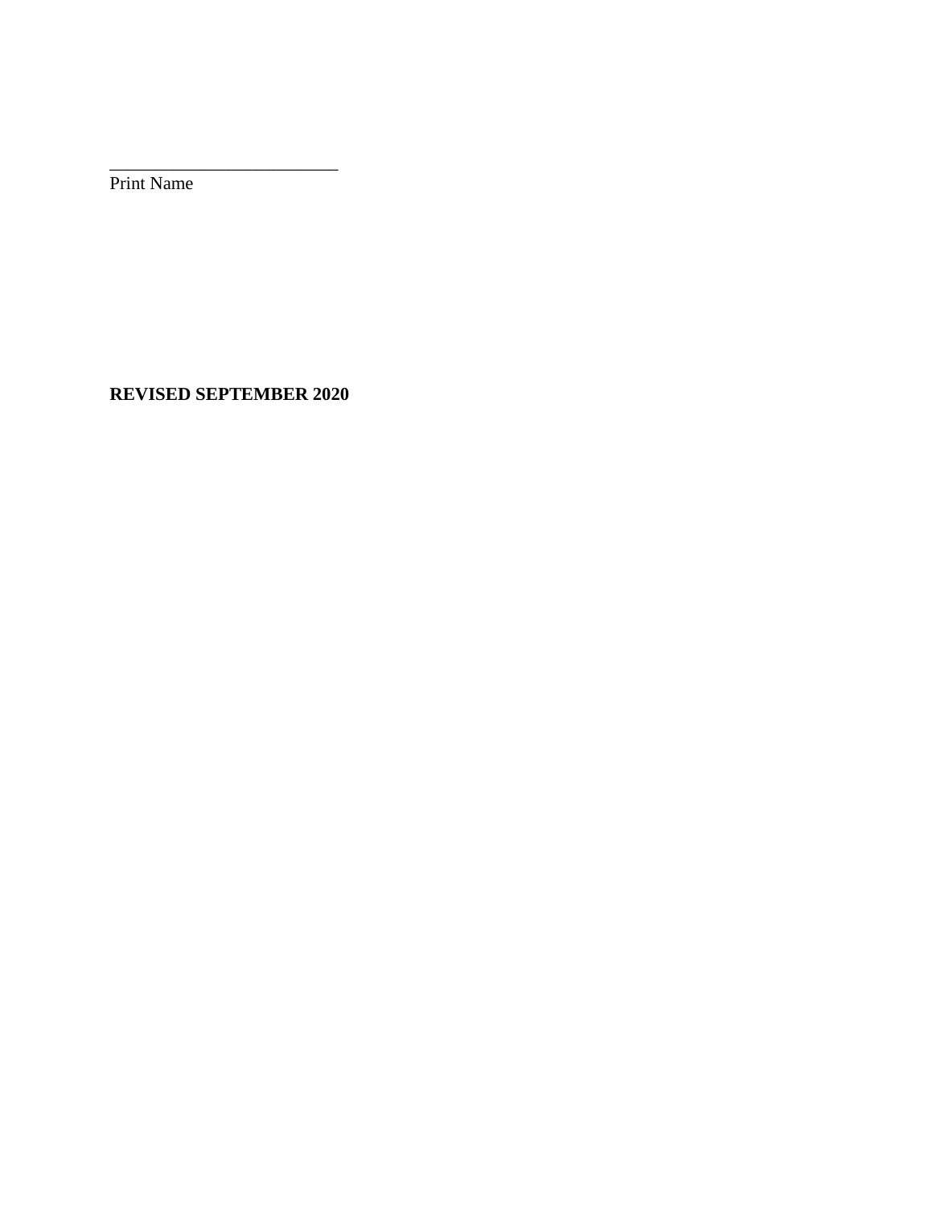__________________________
Print Name

**REVISED SEPTEMBER 2020**